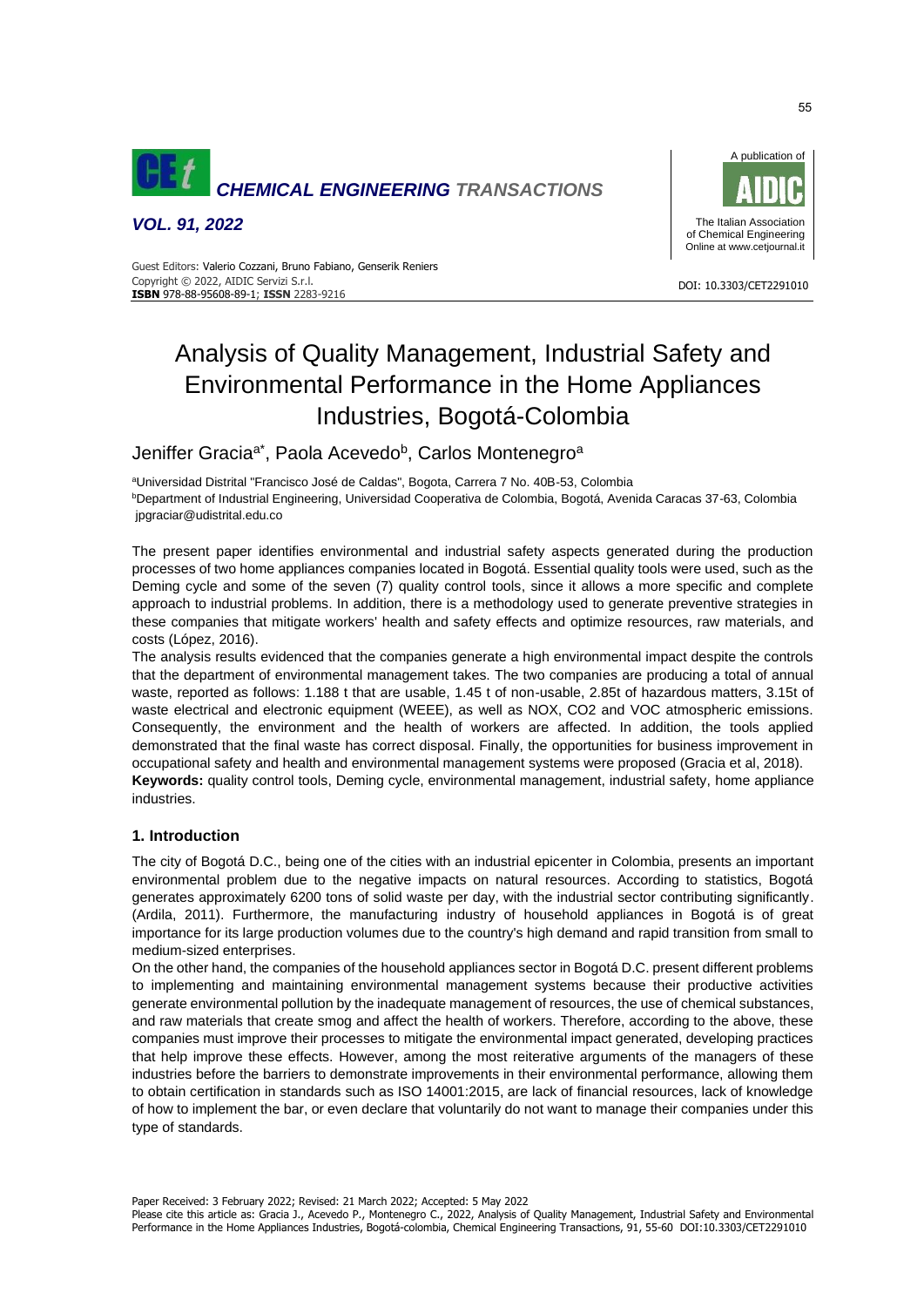# Analysis of Quality Management, Industrial Safety and Environmental Performance in the Home Appliances Industries, Bogotá-Colombia

Jeniffer Gracia[a*], Paola Acevedo[b], Carlos Montenegro[a]

[a]Universidad Distrital "Francisco José de Caldas", Bogota, Carrera 7 No. 40B-53, Colombia
[b]Department of Industrial Engineering, Universidad Cooperativa de Colombia, Bogotá, Avenida Caracas 37-63, Colombia
jpgraciar@udistrital.edu.co

The present paper identifies environmental and industrial safety aspects generated during the production processes of two home appliances companies located in Bogotá. Essential quality tools were used, such as the Deming cycle and some of the seven (7) quality control tools, since it allows a more specific and complete approach to industrial problems. In addition, there is a methodology used to generate preventive strategies in these companies that mitigate workers' health and safety effects and optimize resources, raw materials, and costs (López, 2016).

The analysis results evidenced that the companies generate a high environmental impact despite the controls that the department of environmental management takes. The two companies are producing a total of annual waste, reported as follows: 1.188 t that are usable, 1.45 t of non-usable, 2.85t of hazardous matters, 3.15t of waste electrical and electronic equipment (WEEE), as well as NOX, CO2 and VOC atmospheric emissions. Consequently, the environment and the health of workers are affected. In addition, the tools applied demonstrated that the final waste has correct disposal. Finally, the opportunities for business improvement in occupational safety and health and environmental management systems were proposed (Gracia et al, 2018).

**Keywords:** quality control tools, Deming cycle, environmental management, industrial safety, home appliance industries.

## 1. Introduction

The city of Bogotá D.C., being one of the cities with an industrial epicenter in Colombia, presents an important environmental problem due to the negative impacts on natural resources. According to statistics, Bogotá generates approximately 6200 tons of solid waste per day, with the industrial sector contributing significantly. (Ardila, 2011). Furthermore, the manufacturing industry of household appliances in Bogotá is of great importance for its large production volumes due to the country's high demand and rapid transition from small to medium-sized enterprises.

On the other hand, the companies of the household appliances sector in Bogotá D.C. present different problems to implementing and maintaining environmental management systems because their productive activities generate environmental pollution by the inadequate management of resources, the use of chemical substances, and raw materials that create smog and affect the health of workers. Therefore, according to the above, these companies must improve their processes to mitigate the environmental impact generated, developing practices that help improve these effects. However, among the most reiterative arguments of the managers of these industries before the barriers to demonstrate improvements in their environmental performance, allowing them to obtain certification in standards such as ISO 14001:2015, are lack of financial resources, lack of knowledge of how to implement the bar, or even declare that voluntarily do not want to manage their companies under this type of standards.

Paper Received: 3 February 2022; Revised: 21 March 2022; Accepted: 5 May 2022

Please cite this article as: Gracia J., Acevedo P., Montenegro C., 2022, Analysis of Quality Management, Industrial Safety and Environmental Performance in the Home Appliances Industries, Bogotá-colombia, Chemical Engineering Transactions, 91, 55-60 DOI:10.3303/CET2291010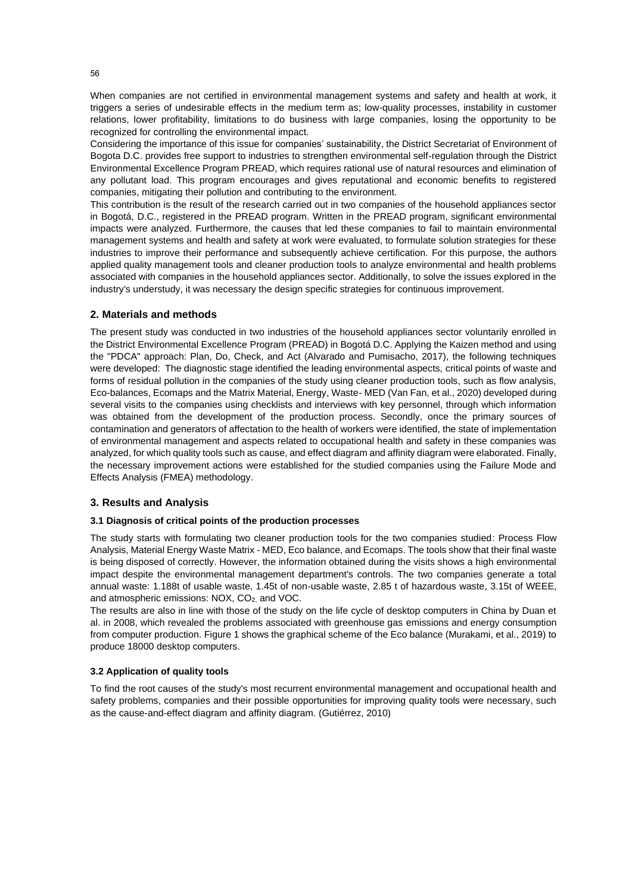When companies are not certified in environmental management systems and safety and health at work, it triggers a series of undesirable effects in the medium term as; low-quality processes, instability in customer relations, lower profitability, limitations to do business with large companies, losing the opportunity to be recognized for controlling the environmental impact.

Considering the importance of this issue for companies' sustainability, the District Secretariat of Environment of Bogota D.C. provides free support to industries to strengthen environmental self-regulation through the District Environmental Excellence Program PREAD, which requires rational use of natural resources and elimination of any pollutant load. This program encourages and gives reputational and economic benefits to registered companies, mitigating their pollution and contributing to the environment.

This contribution is the result of the research carried out in two companies of the household appliances sector in Bogotá, D.C., registered in the PREAD program. Written in the PREAD program, significant environmental impacts were analyzed. Furthermore, the causes that led these companies to fail to maintain environmental management systems and health and safety at work were evaluated, to formulate solution strategies for these industries to improve their performance and subsequently achieve certification. For this purpose, the authors applied quality management tools and cleaner production tools to analyze environmental and health problems associated with companies in the household appliances sector. Additionally, to solve the issues explored in the industry's understudy, it was necessary the design specific strategies for continuous improvement.

## 2. Materials and methods

The present study was conducted in two industries of the household appliances sector voluntarily enrolled in the District Environmental Excellence Program (PREAD) in Bogotá D.C. Applying the Kaizen method and using the "PDCA" approach: Plan, Do, Check, and Act (Alvarado and Pumisacho, 2017), the following techniques were developed: The diagnostic stage identified the leading environmental aspects, critical points of waste and forms of residual pollution in the companies of the study using cleaner production tools, such as flow analysis, Eco-balances, Ecomaps and the Matrix Material, Energy, Waste- MED (Van Fan, et al., 2020) developed during several visits to the companies using checklists and interviews with key personnel, through which information was obtained from the development of the production process. Secondly, once the primary sources of contamination and generators of affectation to the health of workers were identified, the state of implementation of environmental management and aspects related to occupational health and safety in these companies was analyzed, for which quality tools such as cause, and effect diagram and affinity diagram were elaborated. Finally, the necessary improvement actions were established for the studied companies using the Failure Mode and Effects Analysis (FMEA) methodology.

## 3. Results and Analysis

### 3.1 Diagnosis of critical points of the production processes

The study starts with formulating two cleaner production tools for the two companies studied: Process Flow Analysis, Material Energy Waste Matrix - MED, Eco balance, and Ecomaps. The tools show that their final waste is being disposed of correctly. However, the information obtained during the visits shows a high environmental impact despite the environmental management department's controls. The two companies generate a total annual waste: 1.188t of usable waste, 1.45t of non-usable waste, 2.85 t of hazardous waste, 3.15t of WEEE, and atmospheric emissions: NOX, $CO_2$, and VOC.

The results are also in line with those of the study on the life cycle of desktop computers in China by Duan et al. in 2008, which revealed the problems associated with greenhouse gas emissions and energy consumption from computer production. Figure 1 shows the graphical scheme of the Eco balance (Murakami, et al., 2019) to produce 18000 desktop computers.

### 3.2 Application of quality tools

To find the root causes of the study's most recurrent environmental management and occupational health and safety problems, companies and their possible opportunities for improving quality tools were necessary, such as the cause-and-effect diagram and affinity diagram. (Gutiérrez, 2010)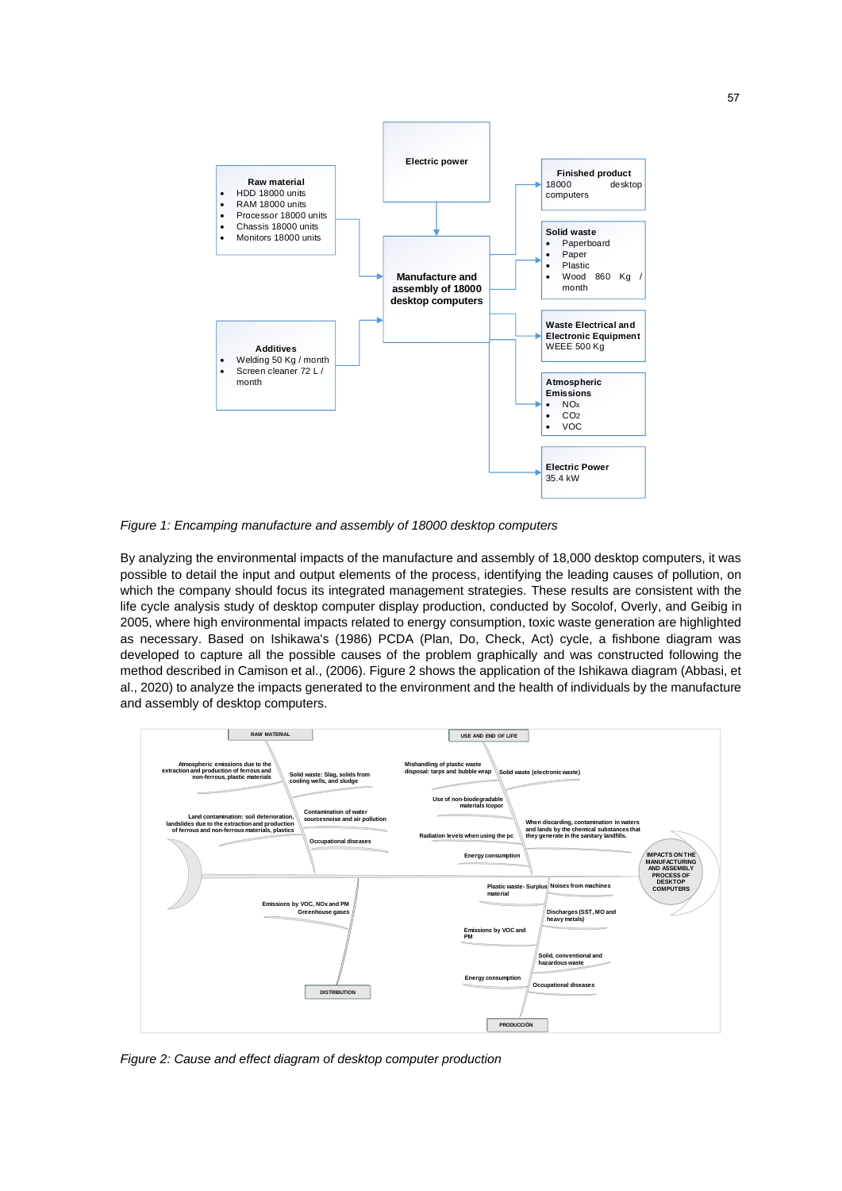Figure 1: Encamping manufacture and assembly of 18000 desktop computers

By analyzing the environmental impacts of the manufacture and assembly of 18,000 desktop computers, it was possible to detail the input and output elements of the process, identifying the leading causes of pollution, on which the company should focus its integrated management strategies. These results are consistent with the life cycle analysis study of desktop computer display production, conducted by Socolof, Overly, and Geibig in 2005, where high environmental impacts related to energy consumption, toxic waste generation are highlighted as necessary. Based on Ishikawa's (1986) PCDA (Plan, Do, Check, Act) cycle, a fishbone diagram was developed to capture all the possible causes of the problem graphically and was constructed following the method described in Camison et al., (2006). Figure 2 shows the application of the Ishikawa diagram (Abbasi, et al., 2020) to analyze the impacts generated to the environment and the health of individuals by the manufacture and assembly of desktop computers.

Figure 2: Cause and effect diagram of desktop computer production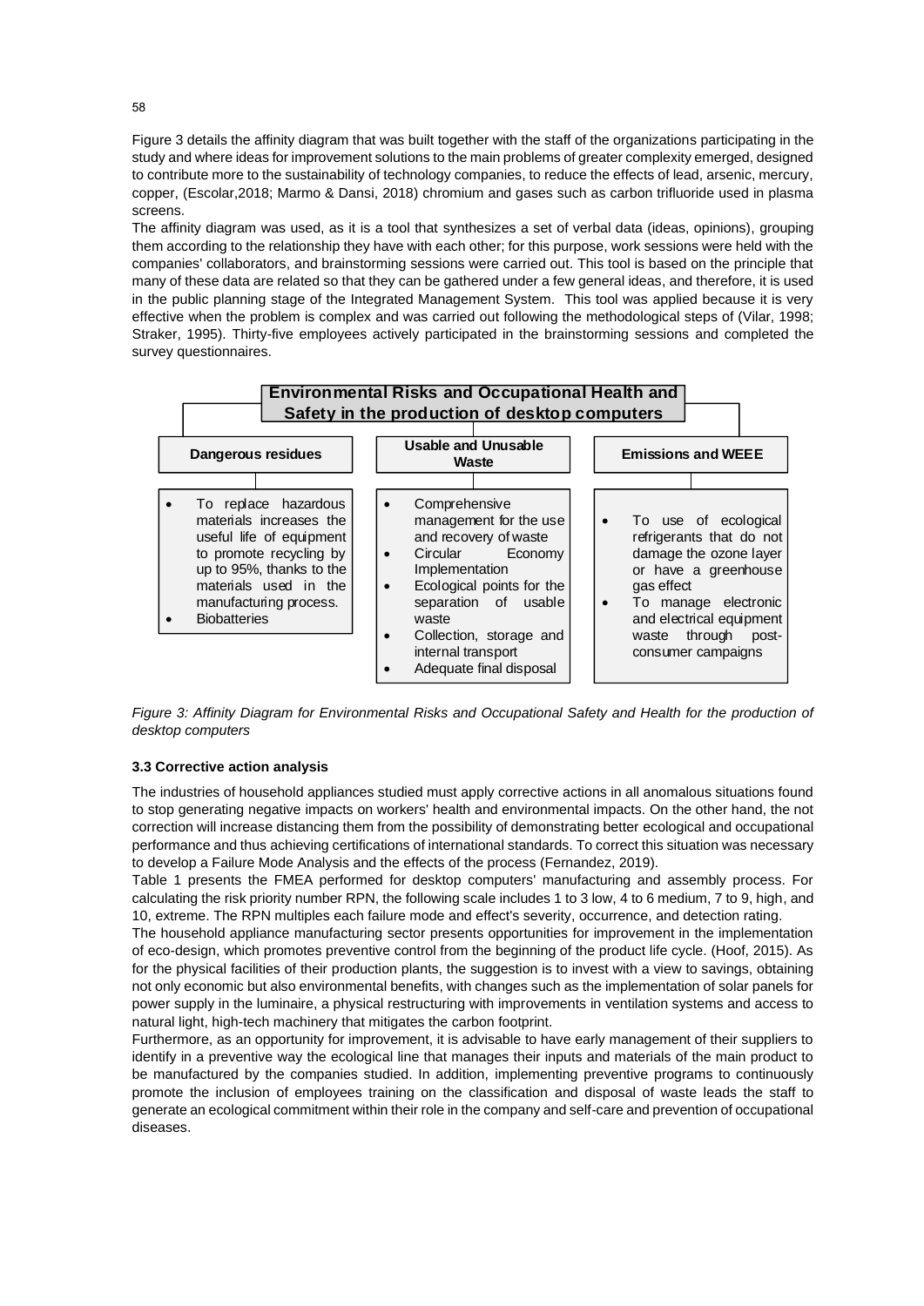Figure 3 details the affinity diagram that was built together with the staff of the organizations participating in the study and where ideas for improvement solutions to the main problems of greater complexity emerged, designed to contribute more to the sustainability of technology companies, to reduce the effects of lead, arsenic, mercury, copper, (Escolar,2018; Marmo & Dansi, 2018) chromium and gases such as carbon trifluoride used in plasma screens.

The affinity diagram was used, as it is a tool that synthesizes a set of verbal data (ideas, opinions), grouping them according to the relationship they have with each other; for this purpose, work sessions were held with the companies' collaborators, and brainstorming sessions were carried out. This tool is based on the principle that many of these data are related so that they can be gathered under a few general ideas, and therefore, it is used in the public planning stage of the Integrated Management System. This tool was applied because it is very effective when the problem is complex and was carried out following the methodological steps of (Vilar, 1998; Straker, 1995). Thirty-five employees actively participated in the brainstorming sessions and completed the survey questionnaires.

**Environmental Risks and Occupational Health and Safety in the production of desktop computers**

| Dangerous residues | Usable and Unusable Waste | Emissions and WEEE |
|---|---|---|
| • To replace hazardous materials increases the useful life of equipment to promote recycling by up to 95%, thanks to the materials used in the manufacturing process.<br>• Biobatteries | • Comprehensive management for the use and recovery of waste<br>• Circular Economy Implementation<br>• Ecological points for the separation of usable waste<br>• Collection, storage and internal transport<br>• Adequate final disposal | • To use of ecological refrigerants that do not damage the ozone layer or have a greenhouse gas effect<br>• To manage electronic and electrical equipment waste through post-consumer campaigns |

*Figure 3: Affinity Diagram for Environmental Risks and Occupational Safety and Health for the production of desktop computers*

### 3.3 Corrective action analysis

The industries of household appliances studied must apply corrective actions in all anomalous situations found to stop generating negative impacts on workers' health and environmental impacts. On the other hand, the not correction will increase distancing them from the possibility of demonstrating better ecological and occupational performance and thus achieving certifications of international standards. To correct this situation was necessary to develop a Failure Mode Analysis and the effects of the process (Fernandez, 2019).

Table 1 presents the FMEA performed for desktop computers' manufacturing and assembly process. For calculating the risk priority number RPN, the following scale includes 1 to 3 low, 4 to 6 medium, 7 to 9, high, and 10, extreme. The RPN multiples each failure mode and effect's severity, occurrence, and detection rating.

The household appliance manufacturing sector presents opportunities for improvement in the implementation of eco-design, which promotes preventive control from the beginning of the product life cycle. (Hoof, 2015). As for the physical facilities of their production plants, the suggestion is to invest with a view to savings, obtaining not only economic but also environmental benefits, with changes such as the implementation of solar panels for power supply in the luminaire, a physical restructuring with improvements in ventilation systems and access to natural light, high-tech machinery that mitigates the carbon footprint.

Furthermore, as an opportunity for improvement, it is advisable to have early management of their suppliers to identify in a preventive way the ecological line that manages their inputs and materials of the main product to be manufactured by the companies studied. In addition, implementing preventive programs to continuously promote the inclusion of employees training on the classification and disposal of waste leads the staff to generate an ecological commitment within their role in the company and self-care and prevention of occupational diseases.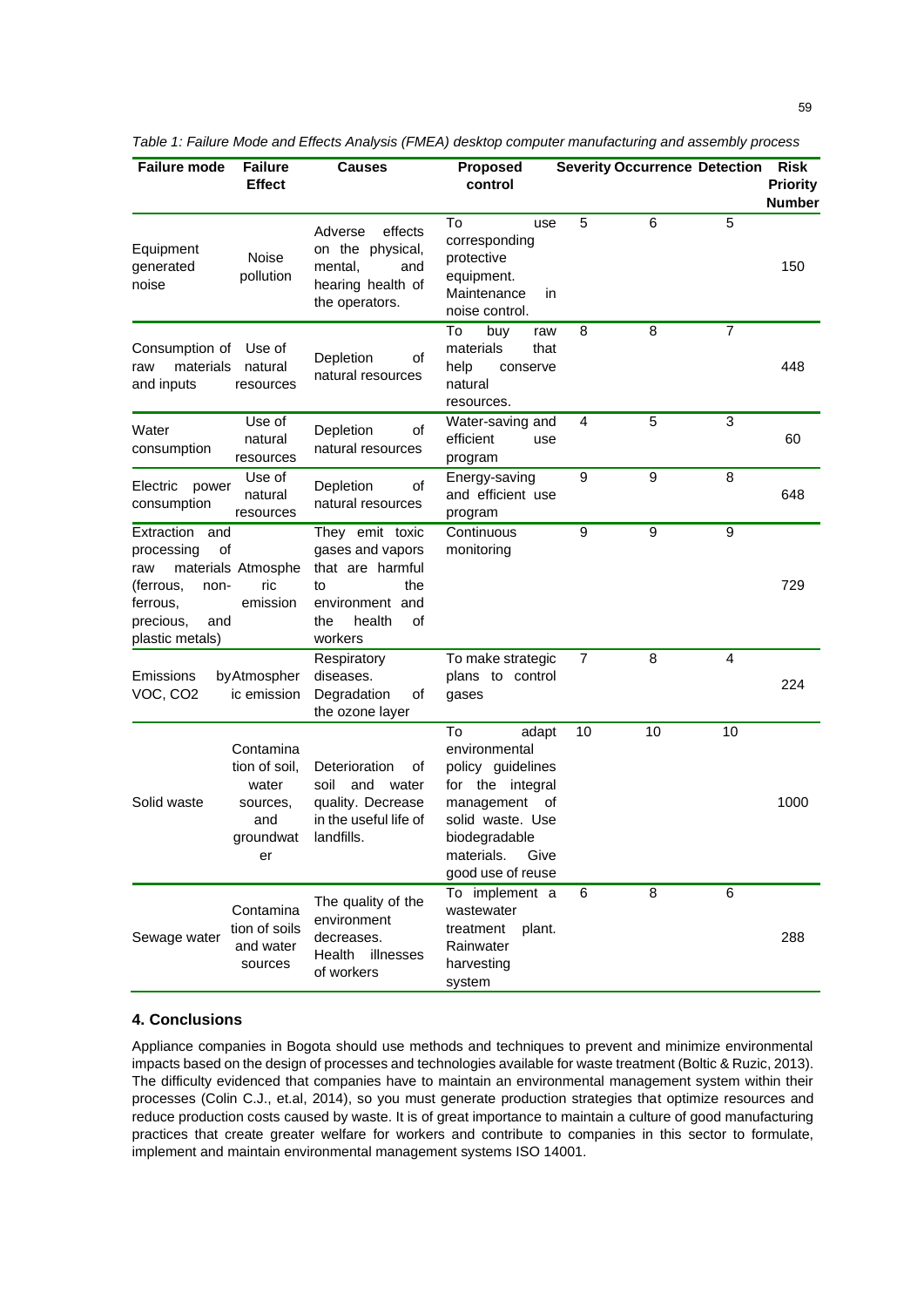*Table 1: Failure Mode and Effects Analysis (FMEA) desktop computer manufacturing and assembly process*

| Failure mode | Failure Effect | Causes | Proposed control | Severity | Occurrence | Detection | Risk Priority Number |
|---|---|---|---|---|---|---|---|
| Equipment generated noise | Noise pollution | Adverse effects on the physical, mental, and hearing health of the operators. | To use corresponding protective equipment. Maintenance in noise control. | 5 | 6 | 5 | 150 |
| Consumption of raw materials and inputs | Use of natural resources | Depletion of natural resources | To buy raw materials that help conserve natural resources. | 8 | 8 | 7 | 448 |
| Water consumption | Use of natural resources | Depletion of natural resources | Water-saving and efficient use program | 4 | 5 | 3 | 60 |
| Electric power consumption | Use of natural resources | Depletion of natural resources | Energy-saving and efficient use program | 9 | 9 | 8 | 648 |
| Extraction and processing of raw materials (ferrous, non-ferrous, precious, and plastic metals) | Atmospheric emission | They emit toxic gases and vapors that are harmful to the environment and the health of workers | Continuous monitoring | 9 | 9 | 9 | 729 |
| Emissions by VOC, $CO_2$ | Atmospheric emission | Respiratory diseases. Degradation of the ozone layer | To make strategic plans to control gases | 7 | 8 | 4 | 224 |
| Solid waste | Contamination of soil, water sources, and groundwater | Deterioration of soil and water quality. Decrease in the useful life of landfills. | To adapt environmental policy guidelines for the integral management of solid waste. Use biodegradable materials. Give good use of reuse | 10 | 10 | 10 | 1000 |
| Sewage water | Contamination of soils and water sources | The quality of the environment decreases. Health illnesses of workers | To implement a wastewater treatment plant. Rainwater harvesting system | 6 | 8 | 6 | 288 |

## 4. Conclusions

Appliance companies in Bogota should use methods and techniques to prevent and minimize environmental impacts based on the design of processes and technologies available for waste treatment (Boltic & Ruzic, 2013). The difficulty evidenced that companies have to maintain an environmental management system within their processes (Colin C.J., et.al, 2014), so you must generate production strategies that optimize resources and reduce production costs caused by waste. It is of great importance to maintain a culture of good manufacturing practices that create greater welfare for workers and contribute to companies in this sector to formulate, implement and maintain environmental management systems ISO 14001.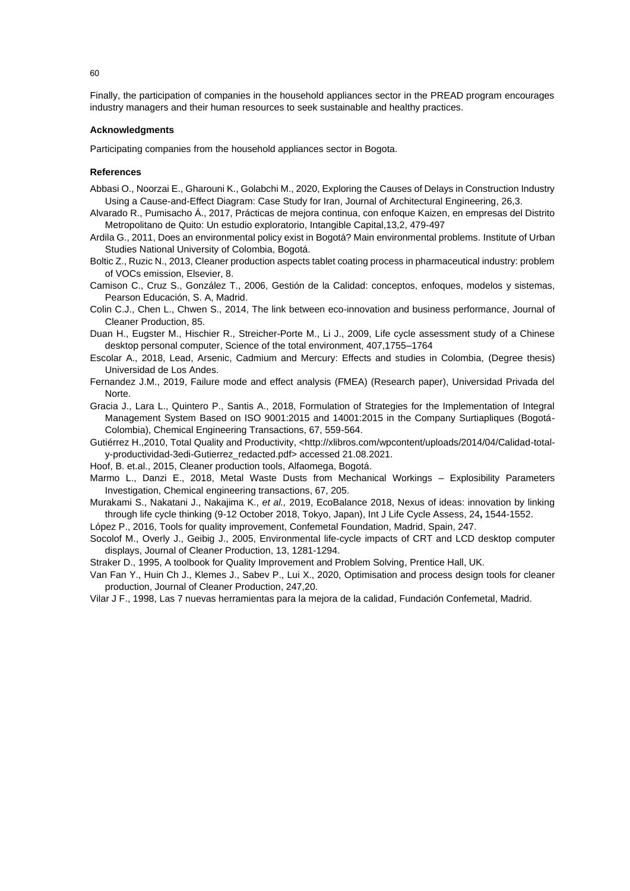Finally, the participation of companies in the household appliances sector in the PREAD program encourages industry managers and their human resources to seek sustainable and healthy practices.

### Acknowledgments

Participating companies from the household appliances sector in Bogota.

### References

Abbasi O., Noorzai E., Gharouni K., Golabchi M., 2020, Exploring the Causes of Delays in Construction Industry Using a Cause-and-Effect Diagram: Case Study for Iran, Journal of Architectural Engineering, 26,3.

Alvarado R., Pumisacho Á., 2017, Prácticas de mejora continua, con enfoque Kaizen, en empresas del Distrito Metropolitano de Quito: Un estudio exploratorio, Intangible Capital,13,2, 479-497

Ardila G., 2011, Does an environmental policy exist in Bogotá? Main environmental problems. Institute of Urban Studies National University of Colombia, Bogotá.

Boltic Z., Ruzic N., 2013, Cleaner production aspects tablet coating process in pharmaceutical industry: problem of VOCs emission, Elsevier, 8.

Camison C., Cruz S., González T., 2006, Gestión de la Calidad: conceptos, enfoques, modelos y sistemas, Pearson Educación, S. A, Madrid.

Colin C.J., Chen L., Chwen S., 2014, The link between eco-innovation and business performance, Journal of Cleaner Production, 85.

Duan H., Eugster M., Hischier R., Streicher-Porte M., Li J., 2009, Life cycle assessment study of a Chinese desktop personal computer, Science of the total environment, 407,1755–1764

Escolar A., 2018, Lead, Arsenic, Cadmium and Mercury: Effects and studies in Colombia, (Degree thesis) Universidad de Los Andes.

Fernandez J.M., 2019, Failure mode and effect analysis (FMEA) (Research paper), Universidad Privada del Norte.

Gracia J., Lara L., Quintero P., Santis A., 2018, Formulation of Strategies for the Implementation of Integral Management System Based on ISO 9001:2015 and 14001:2015 in the Company Surtiapliques (Bogotá-Colombia), Chemical Engineering Transactions, 67, 559-564.

Gutiérrez H.,2010, Total Quality and Productivity, <http://xlibros.com/wpcontent/uploads/2014/04/Calidad-total-y-productividad-3edi-Gutierrez_redacted.pdf> accessed 21.08.2021.

Hoof, B. et.al., 2015, Cleaner production tools, Alfaomega, Bogotá.

Marmo L., Danzi E., 2018, Metal Waste Dusts from Mechanical Workings – Explosibility Parameters Investigation, Chemical engineering transactions, 67, 205.

Murakami S., Nakatani J., Nakajima K., *et al.,* 2019, EcoBalance 2018, Nexus of ideas: innovation by linking through life cycle thinking (9-12 October 2018, Tokyo, Japan), Int J Life Cycle Assess, 24**,** 1544-1552.

López P., 2016, Tools for quality improvement, Confemetal Foundation, Madrid, Spain, 247.

Socolof M., Overly J., Geibig J., 2005, Environmental life-cycle impacts of CRT and LCD desktop computer displays, Journal of Cleaner Production, 13, 1281-1294.

Straker D., 1995, A toolbook for Quality Improvement and Problem Solving, Prentice Hall, UK.

Van Fan Y., Huin Ch J., Klemes J., Sabev P., Lui X., 2020, Optimisation and process design tools for cleaner production, Journal of Cleaner Production, 247,20.

Vilar J F., 1998, Las 7 nuevas herramientas para la mejora de la calidad, Fundación Confemetal, Madrid.